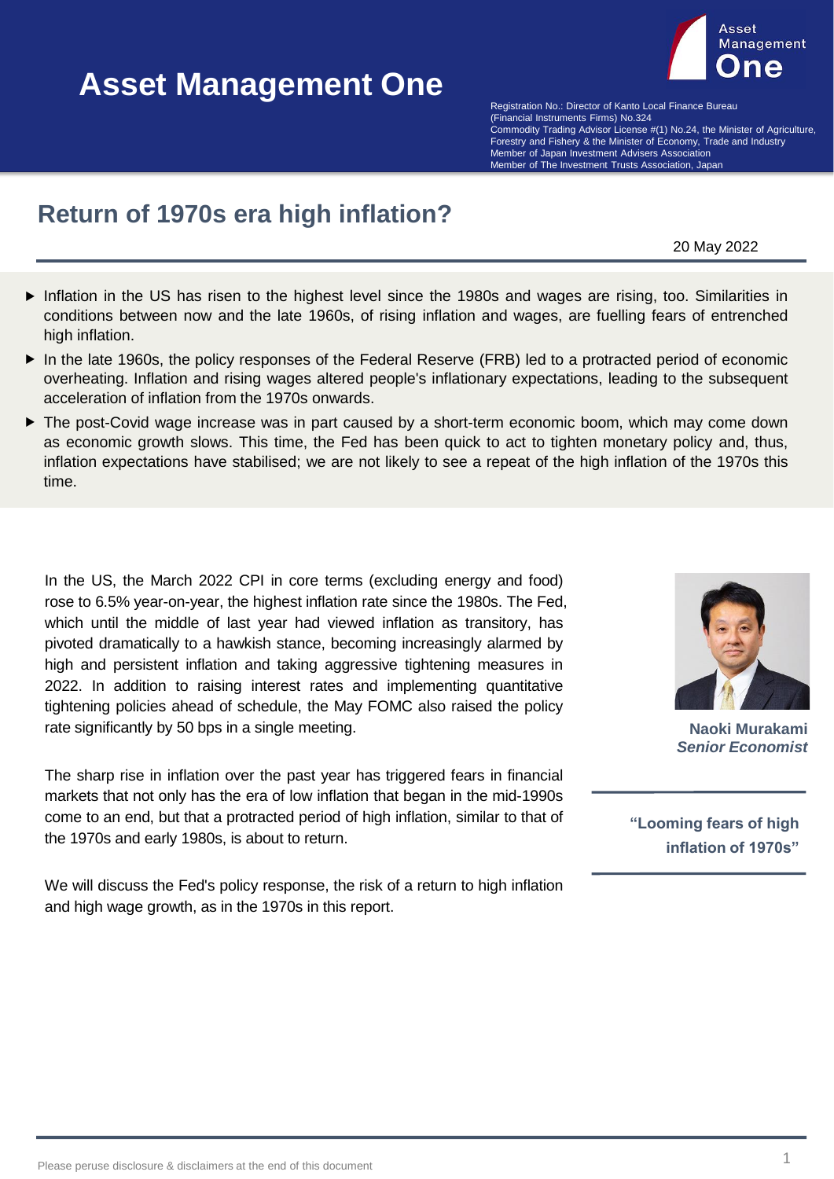# Asset Management One

Registration No.: Director of Kanto Local Finance Bureau (Financial Instruments Firms) No.324
Commodity Trading Advisor License #(1) No.24, the Minister of Agriculture, Forestry and Fishery & the Minister of Economy, Trade and Industry
Member of Japan Investment Advisers Association
Member of The Investment Trusts Association, Japan

## Return of 1970s era high inflation?

20 May 2022

- Inflation in the US has risen to the highest level since the 1980s and wages are rising, too. Similarities in conditions between now and the late 1960s, of rising inflation and wages, are fuelling fears of entrenched high inflation.
- In the late 1960s, the policy responses of the Federal Reserve (FRB) led to a protracted period of economic overheating. Inflation and rising wages altered people's inflationary expectations, leading to the subsequent acceleration of inflation from the 1970s onwards.
- The post-Covid wage increase was in part caused by a short-term economic boom, which may come down as economic growth slows. This time, the Fed has been quick to act to tighten monetary policy and, thus, inflation expectations have stabilised; we are not likely to see a repeat of the high inflation of the 1970s this time.

In the US, the March 2022 CPI in core terms (excluding energy and food) rose to 6.5% year-on-year, the highest inflation rate since the 1980s. The Fed, which until the middle of last year had viewed inflation as transitory, has pivoted dramatically to a hawkish stance, becoming increasingly alarmed by high and persistent inflation and taking aggressive tightening measures in 2022. In addition to raising interest rates and implementing quantitative tightening policies ahead of schedule, the May FOMC also raised the policy rate significantly by 50 bps in a single meeting.

The sharp rise in inflation over the past year has triggered fears in financial markets that not only has the era of low inflation that began in the mid-1990s come to an end, but that a protracted period of high inflation, similar to that of the 1970s and early 1980s, is about to return.

We will discuss the Fed's policy response, the risk of a return to high inflation and high wage growth, as in the 1970s in this report.

**Naoki Murakami**
***Senior Economist***

**"Looming fears of high inflation of 1970s"**

Please peruse disclosure & disclaimers at the end of this document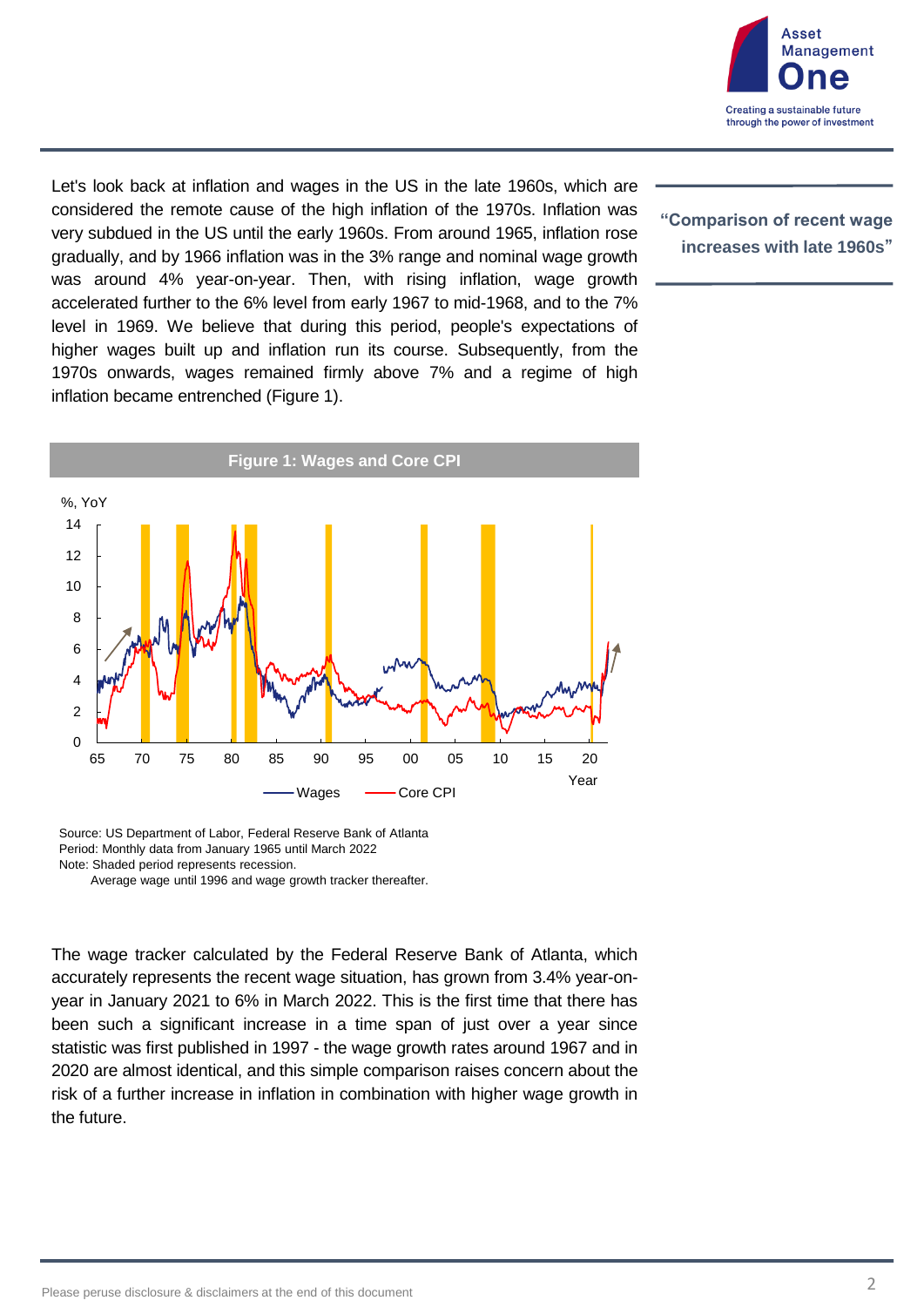Let's look back at inflation and wages in the US in the late 1960s, which are considered the remote cause of the high inflation of the 1970s. Inflation was very subdued in the US until the early 1960s. From around 1965, inflation rose gradually, and by 1966 inflation was in the 3% range and nominal wage growth was around 4% year-on-year. Then, with rising inflation, wage growth accelerated further to the 6% level from early 1967 to mid-1968, and to the 7% level in 1969. We believe that during this period, people's expectations of higher wages built up and inflation run its course. Subsequently, from the 1970s onwards, wages remained firmly above 7% and a regime of high inflation became entrenched (Figure 1).

**"Comparison of recent wage increases with late 1960s"**

**Figure 1: Wages and Core CPI**

Source: US Department of Labor, Federal Reserve Bank of Atlanta
Period: Monthly data from January 1965 until March 2022
Note: Shaded period represents recession.
Average wage until 1996 and wage growth tracker thereafter.

The wage tracker calculated by the Federal Reserve Bank of Atlanta, which accurately represents the recent wage situation, has grown from 3.4% year-on-year in January 2021 to 6% in March 2022. This is the first time that there has been such a significant increase in a time span of just over a year since statistic was first published in 1997 - the wage growth rates around 1967 and in 2020 are almost identical, and this simple comparison raises concern about the risk of a further increase in inflation in combination with higher wage growth in the future.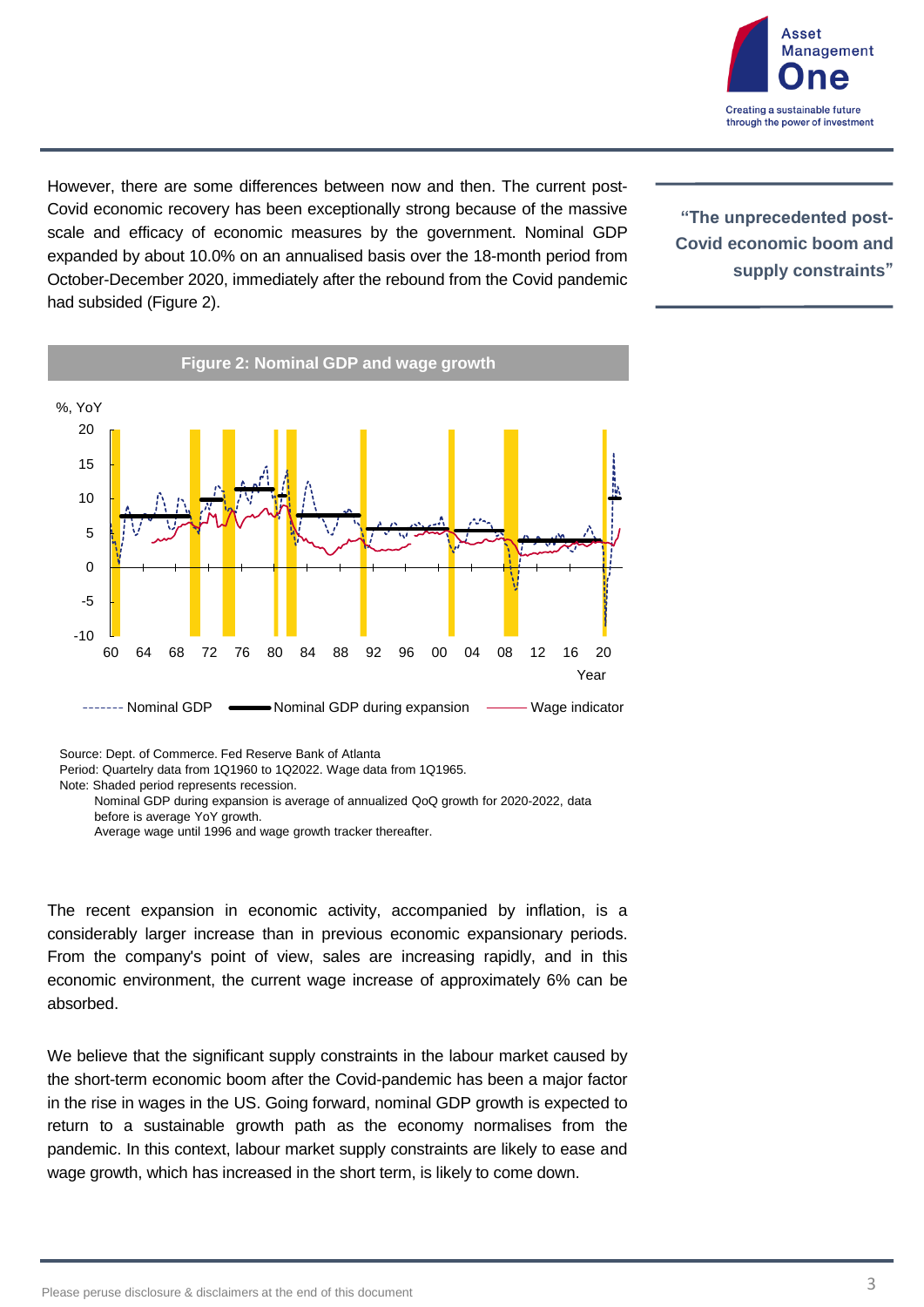However, there are some differences between now and then. The current post-Covid economic recovery has been exceptionally strong because of the massive scale and efficacy of economic measures by the government. Nominal GDP expanded by about 10.0% on an annualised basis over the 18-month period from October-December 2020, immediately after the rebound from the Covid pandemic had subsided (Figure 2).

**"The unprecedented post-Covid economic boom and supply constraints"**

**Figure 2: Nominal GDP and wage growth**

Source: Dept. of Commerce. Fed Reserve Bank of Atlanta
Period: Quartelry data from 1Q1960 to 1Q2022. Wage data from 1Q1965.
Note: Shaded period represents recession.
Nominal GDP during expansion is average of annualized QoQ growth for 2020-2022, data before is average YoY growth.
Average wage until 1996 and wage growth tracker thereafter.

The recent expansion in economic activity, accompanied by inflation, is a considerably larger increase than in previous economic expansionary periods. From the company's point of view, sales are increasing rapidly, and in this economic environment, the current wage increase of approximately 6% can be absorbed.

We believe that the significant supply constraints in the labour market caused by the short-term economic boom after the Covid-pandemic has been a major factor in the rise in wages in the US. Going forward, nominal GDP growth is expected to return to a sustainable growth path as the economy normalises from the pandemic. In this context, labour market supply constraints are likely to ease and wage growth, which has increased in the short term, is likely to come down.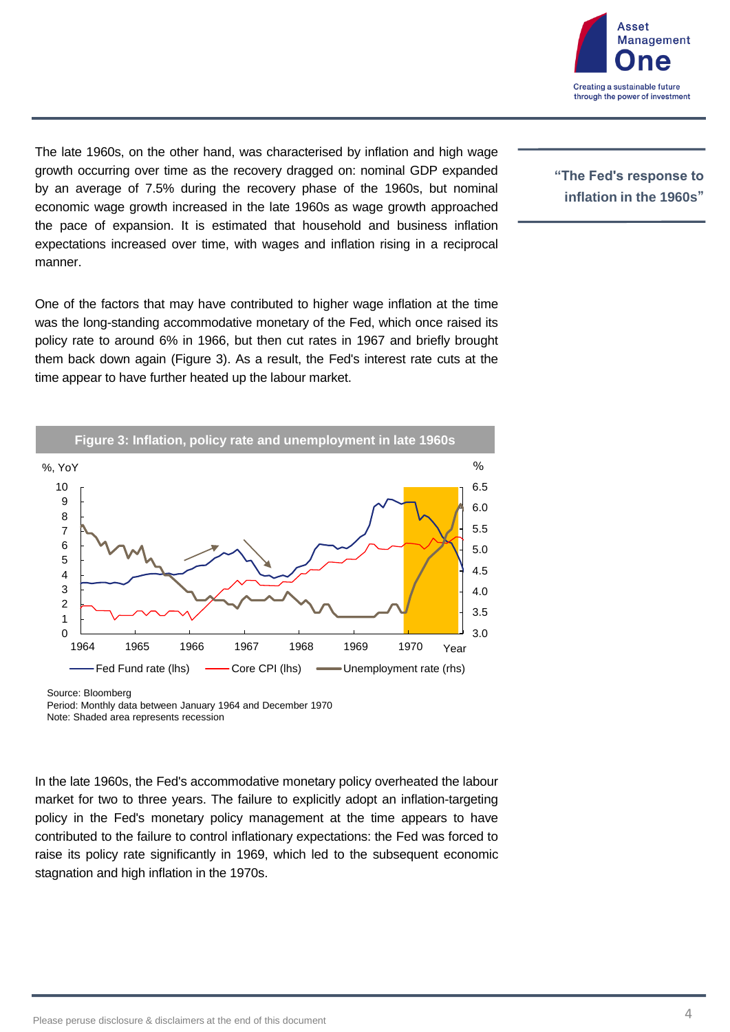The late 1960s, on the other hand, was characterised by inflation and high wage growth occurring over time as the recovery dragged on: nominal GDP expanded by an average of 7.5% during the recovery phase of the 1960s, but nominal economic wage growth increased in the late 1960s as wage growth approached the pace of expansion. It is estimated that household and business inflation expectations increased over time, with wages and inflation rising in a reciprocal manner.

> **"The Fed's response to inflation in the 1960s"**

One of the factors that may have contributed to higher wage inflation at the time was the long-standing accommodative monetary of the Fed, which once raised its policy rate to around 6% in 1966, but then cut rates in 1967 and briefly brought them back down again (Figure 3). As a result, the Fed's interest rate cuts at the time appear to have further heated up the labour market.

**Figure 3: Inflation, policy rate and unemployment in late 1960s**

Source: Bloomberg
Period: Monthly data between January 1964 and December 1970
Note: Shaded area represents recession

In the late 1960s, the Fed's accommodative monetary policy overheated the labour market for two to three years. The failure to explicitly adopt an inflation-targeting policy in the Fed's monetary policy management at the time appears to have contributed to the failure to control inflationary expectations: the Fed was forced to raise its policy rate significantly in 1969, which led to the subsequent economic stagnation and high inflation in the 1970s.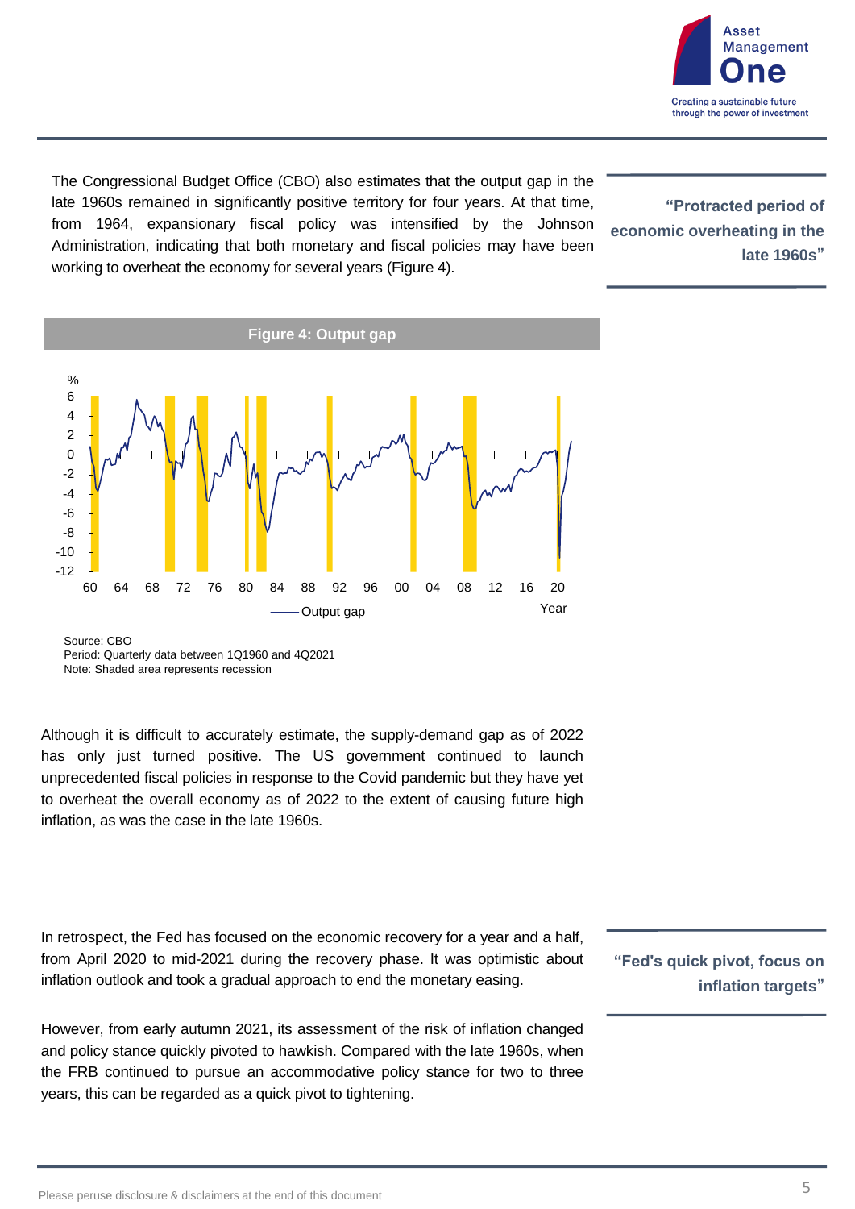The Congressional Budget Office (CBO) also estimates that the output gap in the late 1960s remained in significantly positive territory for four years. At that time, from 1964, expansionary fiscal policy was intensified by the Johnson Administration, indicating that both monetary and fiscal policies may have been working to overheat the economy for several years (Figure 4).

**"Protracted period of economic overheating in the late 1960s"**

**Figure 4: Output gap**

Source: CBO
Period: Quarterly data between 1Q1960 and 4Q2021
Note: Shaded area represents recession

Although it is difficult to accurately estimate, the supply-demand gap as of 2022 has only just turned positive. The US government continued to launch unprecedented fiscal policies in response to the Covid pandemic but they have yet to overheat the overall economy as of 2022 to the extent of causing future high inflation, as was the case in the late 1960s.

In retrospect, the Fed has focused on the economic recovery for a year and a half, from April 2020 to mid-2021 during the recovery phase. It was optimistic about inflation outlook and took a gradual approach to end the monetary easing.

**"Fed's quick pivot, focus on inflation targets"**

However, from early autumn 2021, its assessment of the risk of inflation changed and policy stance quickly pivoted to hawkish. Compared with the late 1960s, when the FRB continued to pursue an accommodative policy stance for two to three years, this can be regarded as a quick pivot to tightening.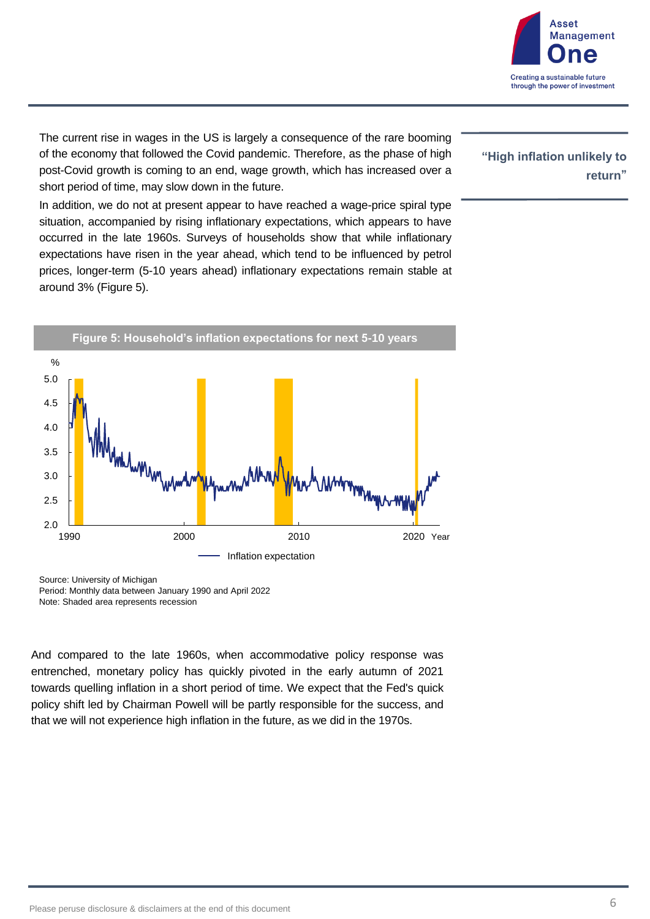The current rise in wages in the US is largely a consequence of the rare booming of the economy that followed the Covid pandemic. Therefore, as the phase of high post-Covid growth is coming to an end, wage growth, which has increased over a short period of time, may slow down in the future.

**"High inflation unlikely to return"**

In addition, we do not at present appear to have reached a wage-price spiral type situation, accompanied by rising inflationary expectations, which appears to have occurred in the late 1960s. Surveys of households show that while inflationary expectations have risen in the year ahead, which tend to be influenced by petrol prices, longer-term (5-10 years ahead) inflationary expectations remain stable at around 3% (Figure 5).

**Figure 5: Household's inflation expectations for next 5-10 years**

Source: University of Michigan
Period: Monthly data between January 1990 and April 2022
Note: Shaded area represents recession

And compared to the late 1960s, when accommodative policy response was entrenched, monetary policy has quickly pivoted in the early autumn of 2021 towards quelling inflation in a short period of time. We expect that the Fed's quick policy shift led by Chairman Powell will be partly responsible for the success, and that we will not experience high inflation in the future, as we did in the 1970s.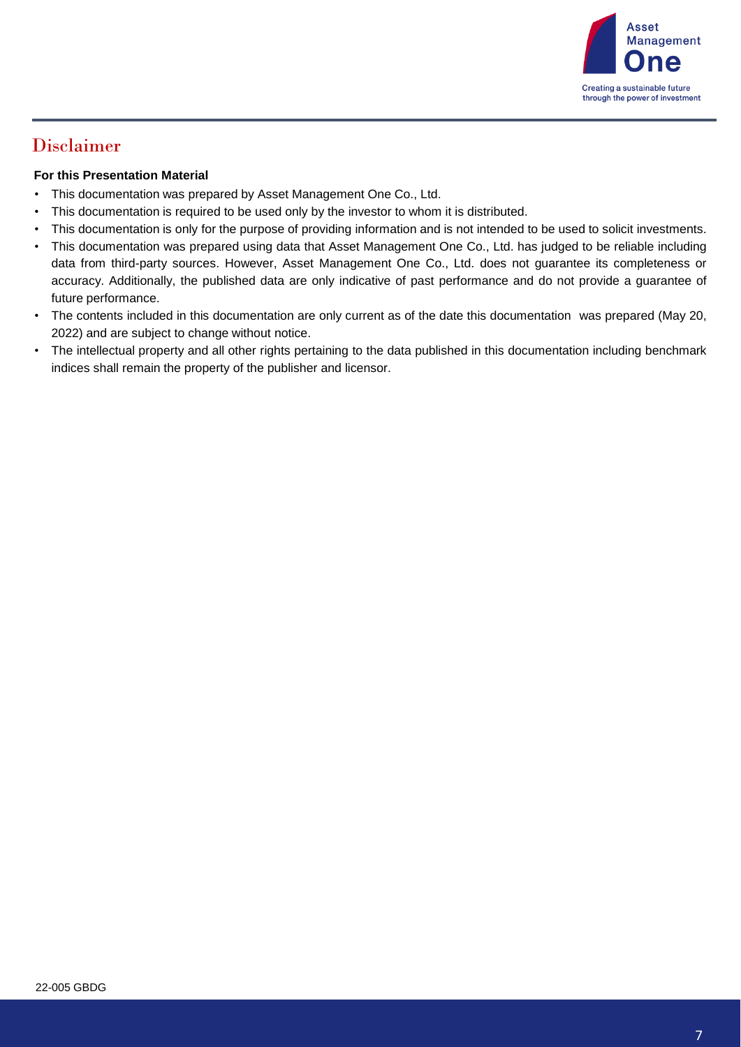# Disclaimer

**For this Presentation Material**

- This documentation was prepared by Asset Management One Co., Ltd.
- This documentation is required to be used only by the investor to whom it is distributed.
- This documentation is only for the purpose of providing information and is not intended to be used to solicit investments.
- This documentation was prepared using data that Asset Management One Co., Ltd. has judged to be reliable including data from third-party sources. However, Asset Management One Co., Ltd. does not guarantee its completeness or accuracy. Additionally, the published data are only indicative of past performance and do not provide a guarantee of future performance.
- The contents included in this documentation are only current as of the date this documentation was prepared (May 20, 2022) and are subject to change without notice.
- The intellectual property and all other rights pertaining to the data published in this documentation including benchmark indices shall remain the property of the publisher and licensor.

22-005 GBDG